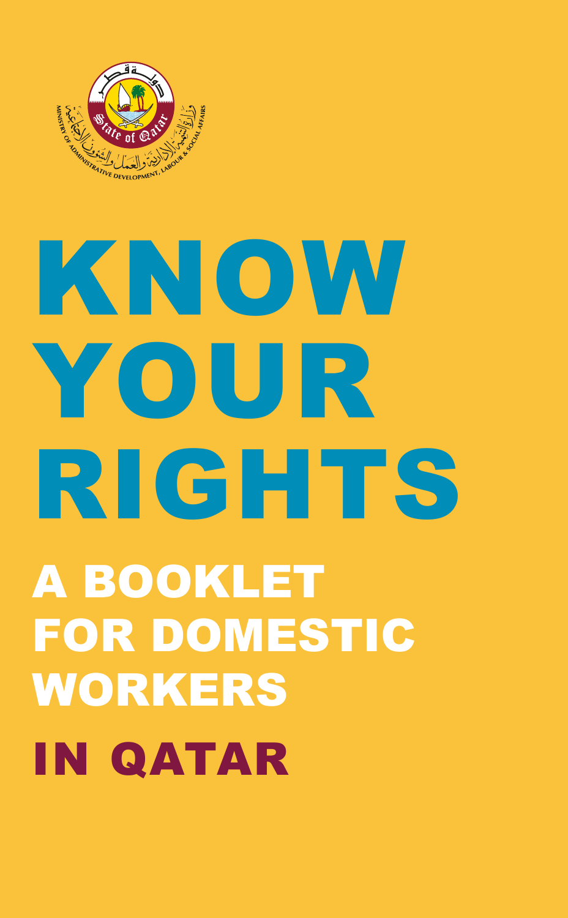# KNOW YOUR RIGHTS

## A BOOKLET FOR DOMESTIC WORKERS

## IN QATAR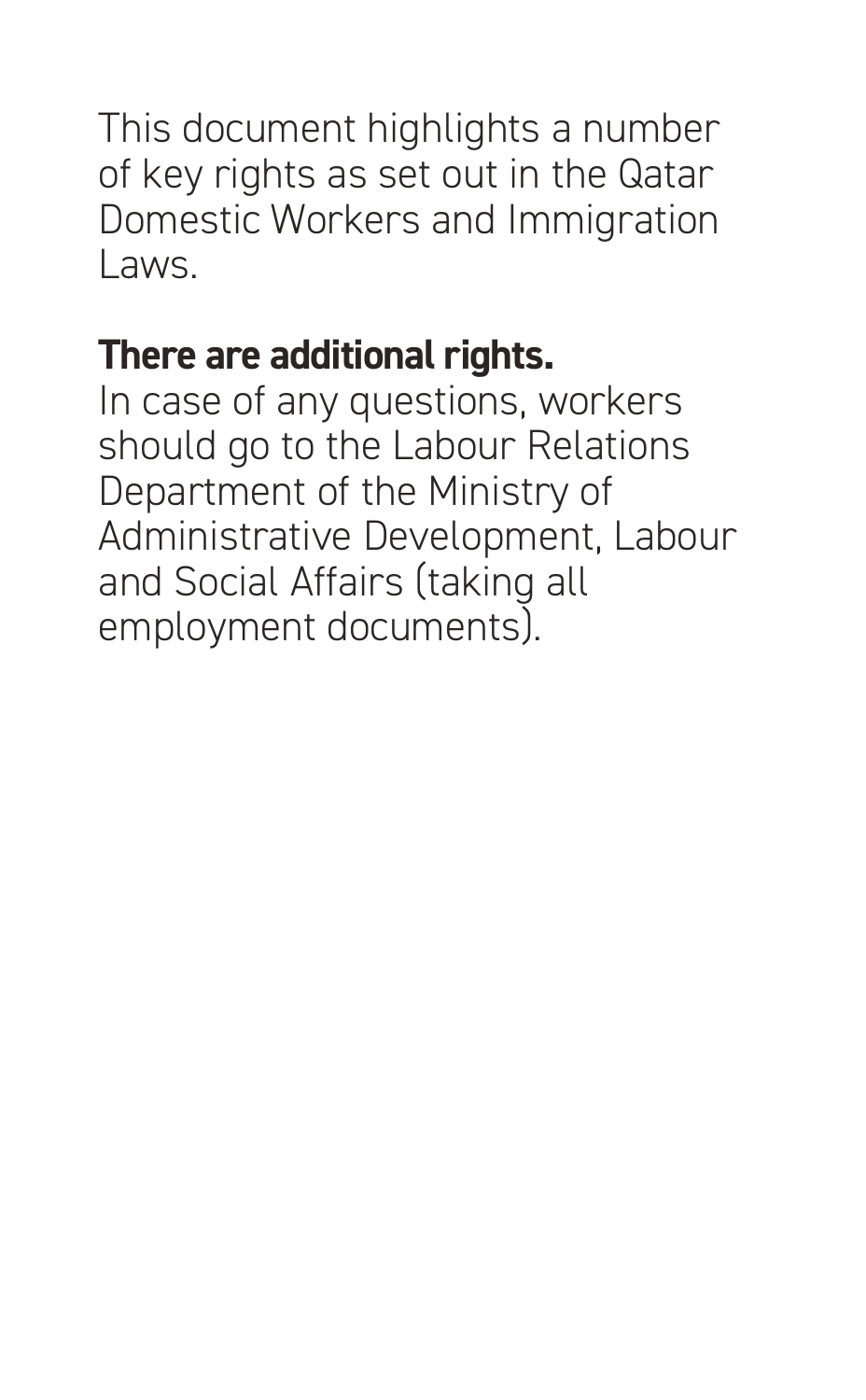This document highlights a number of key rights as set out in the Qatar Domestic Workers and Immigration Laws.

**There are additional rights.**
In case of any questions, workers should go to the Labour Relations Department of the Ministry of Administrative Development, Labour and Social Affairs (taking all employment documents).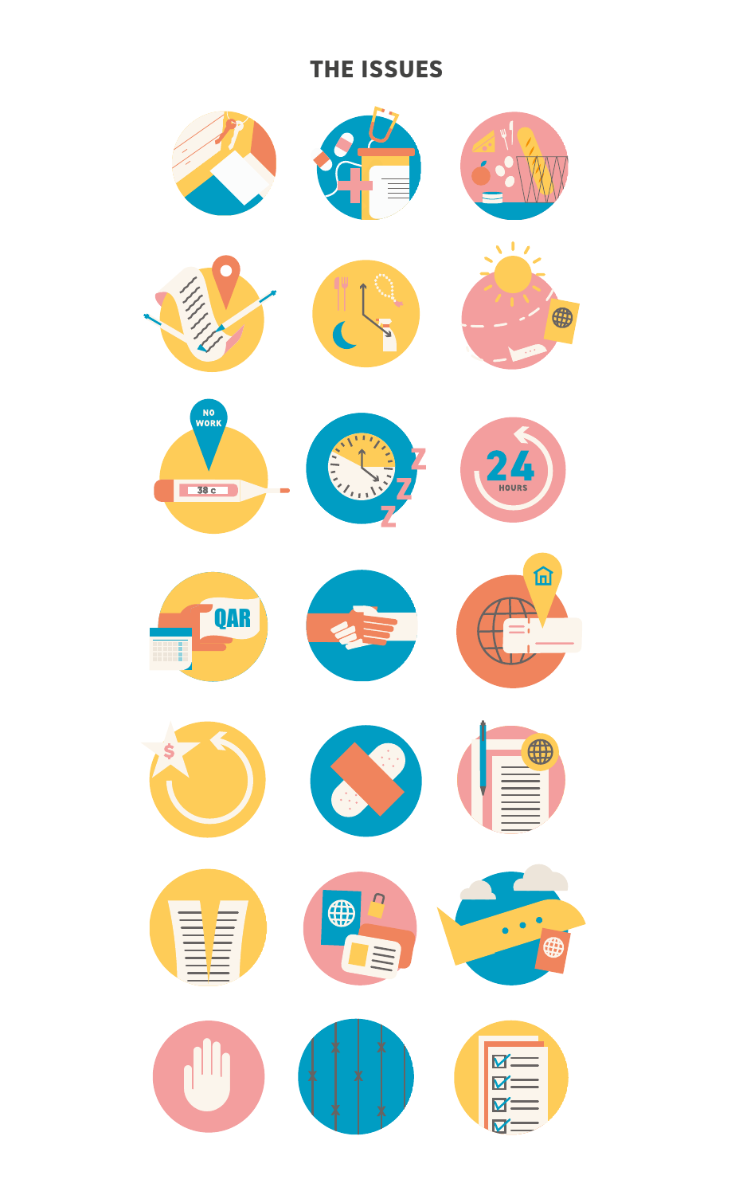# THE ISSUES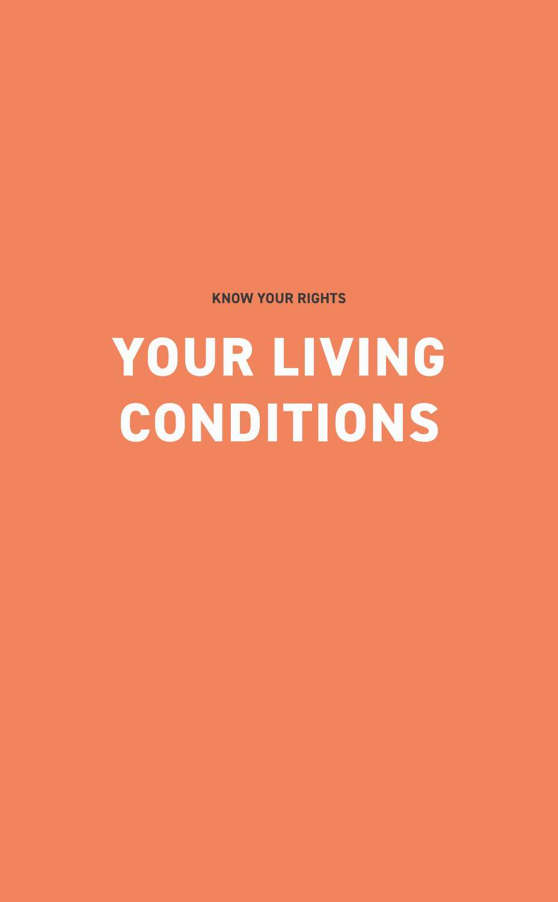KNOW YOUR RIGHTS

# YOUR LIVING CONDITIONS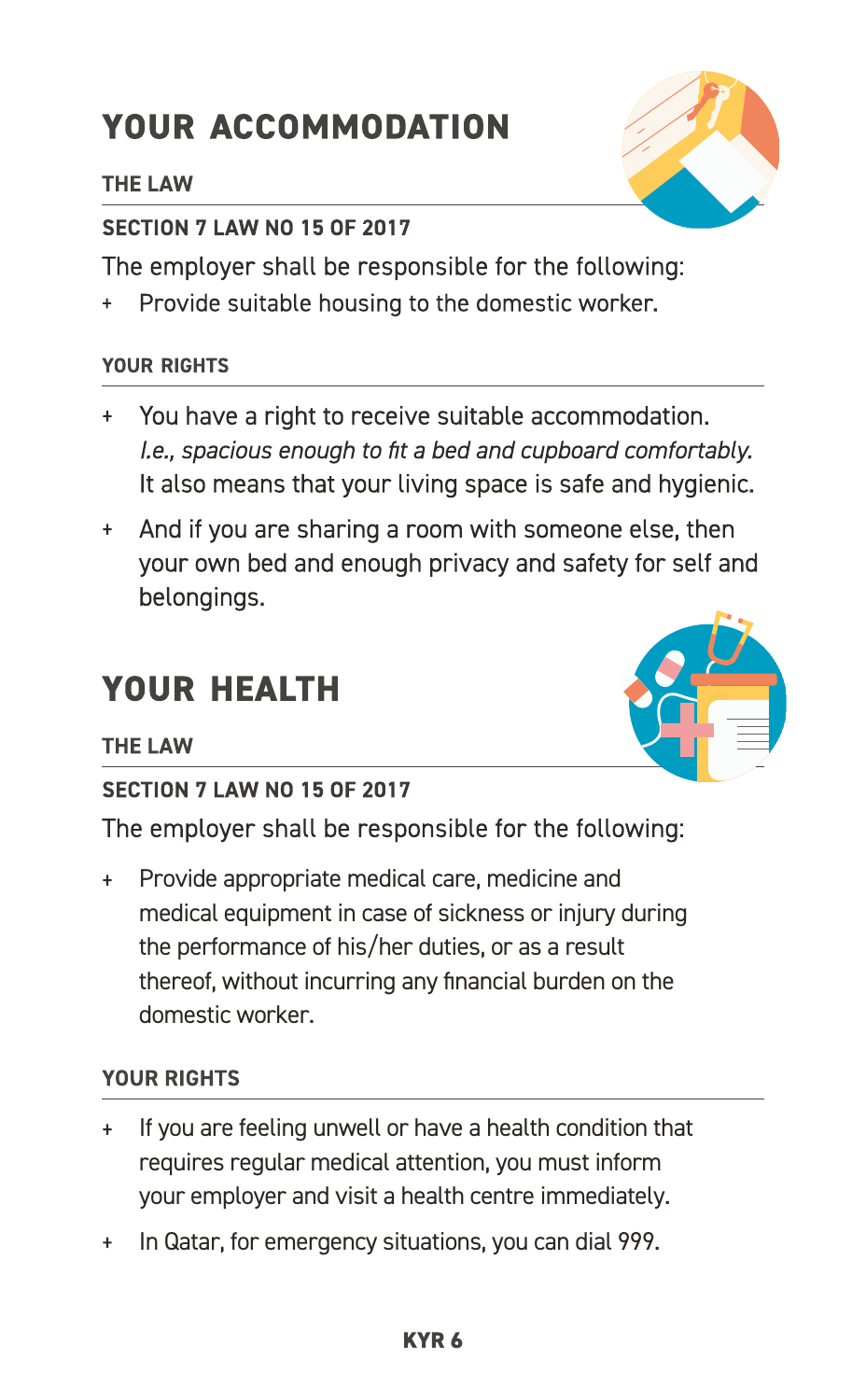# YOUR ACCOMMODATION

### THE LAW

#### SECTION 7 LAW NO 15 OF 2017

The employer shall be responsible for the following:

- Provide suitable housing to the domestic worker.

#### YOUR RIGHTS

- You have a right to receive suitable accommodation. *I.e., spacious enough to fit a bed and cupboard comfortably.* It also means that your living space is safe and hygienic.
- And if you are sharing a room with someone else, then your own bed and enough privacy and safety for self and belongings.

# YOUR HEALTH

### THE LAW

#### SECTION 7 LAW NO 15 OF 2017

The employer shall be responsible for the following:

- Provide appropriate medical care, medicine and medical equipment in case of sickness or injury during the performance of his/her duties, or as a result thereof, without incurring any financial burden on the domestic worker.

#### YOUR RIGHTS

- If you are feeling unwell or have a health condition that requires regular medical attention, you must inform your employer and visit a health centre immediately.
- In Qatar, for emergency situations, you can dial 999.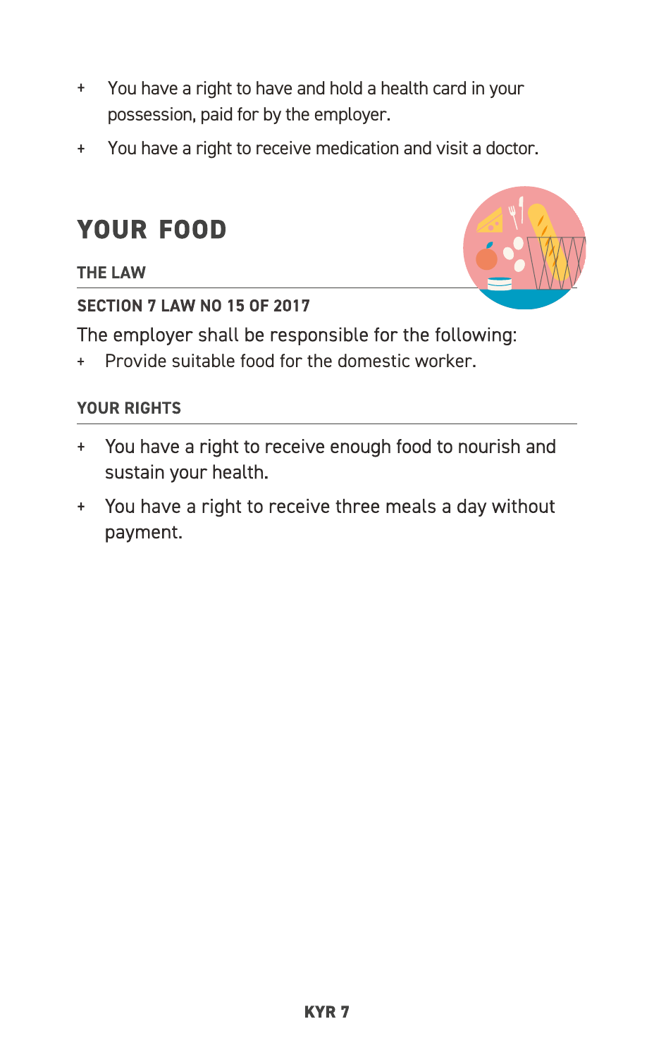- You have a right to have and hold a health card in your possession, paid for by the employer.
- You have a right to receive medication and visit a doctor.

## YOUR FOOD

### THE LAW

**SECTION 7 LAW NO 15 OF 2017**

The employer shall be responsible for the following:

- Provide suitable food for the domestic worker.

### YOUR RIGHTS

- You have a right to receive enough food to nourish and sustain your health.
- You have a right to receive three meals a day without payment.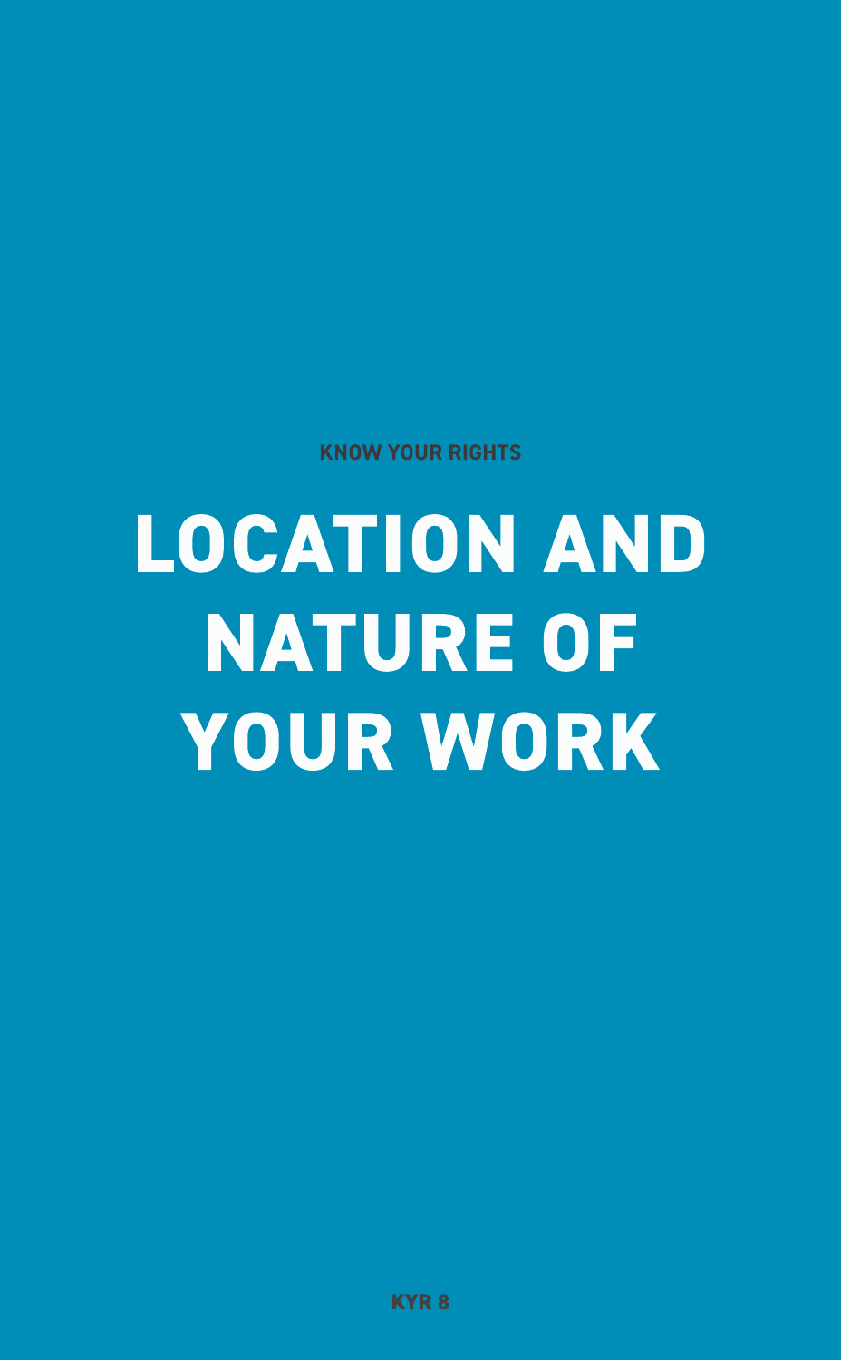KNOW YOUR RIGHTS

# LOCATION AND NATURE OF YOUR WORK

KYR 8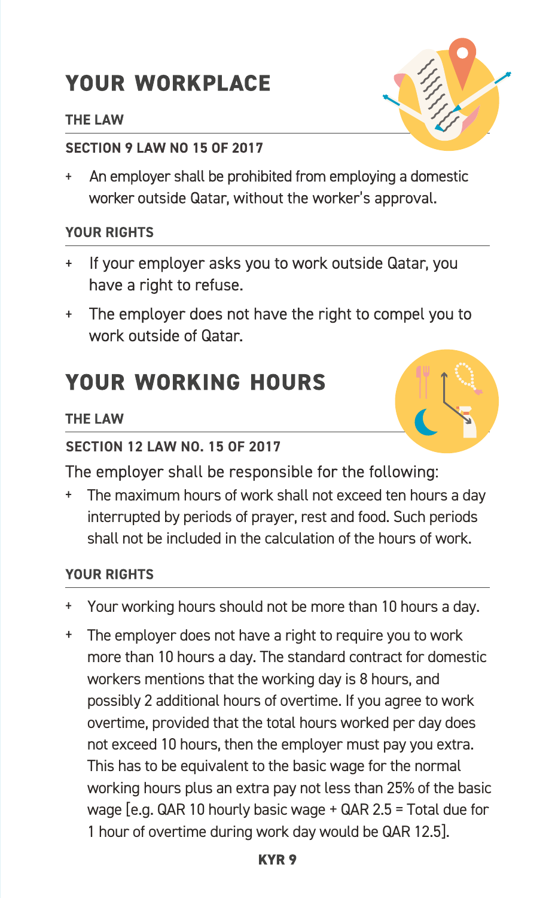# YOUR WORKPLACE

### THE LAW

#### SECTION 9 LAW NO 15 OF 2017

- An employer shall be prohibited from employing a domestic worker outside Qatar, without the worker's approval.

### YOUR RIGHTS

- If your employer asks you to work outside Qatar, you have a right to refuse.
- The employer does not have the right to compel you to work outside of Qatar.

# YOUR WORKING HOURS

### THE LAW

#### SECTION 12 LAW NO. 15 OF 2017

The employer shall be responsible for the following:

- The maximum hours of work shall not exceed ten hours a day interrupted by periods of prayer, rest and food. Such periods shall not be included in the calculation of the hours of work.

### YOUR RIGHTS

- Your working hours should not be more than 10 hours a day.
- The employer does not have a right to require you to work more than 10 hours a day. The standard contract for domestic workers mentions that the working day is 8 hours, and possibly 2 additional hours of overtime. If you agree to work overtime, provided that the total hours worked per day does not exceed 10 hours, then the employer must pay you extra. This has to be equivalent to the basic wage for the normal working hours plus an extra pay not less than 25% of the basic wage [e.g. QAR 10 hourly basic wage + QAR 2.5 = Total due for 1 hour of overtime during work day would be QAR 12.5].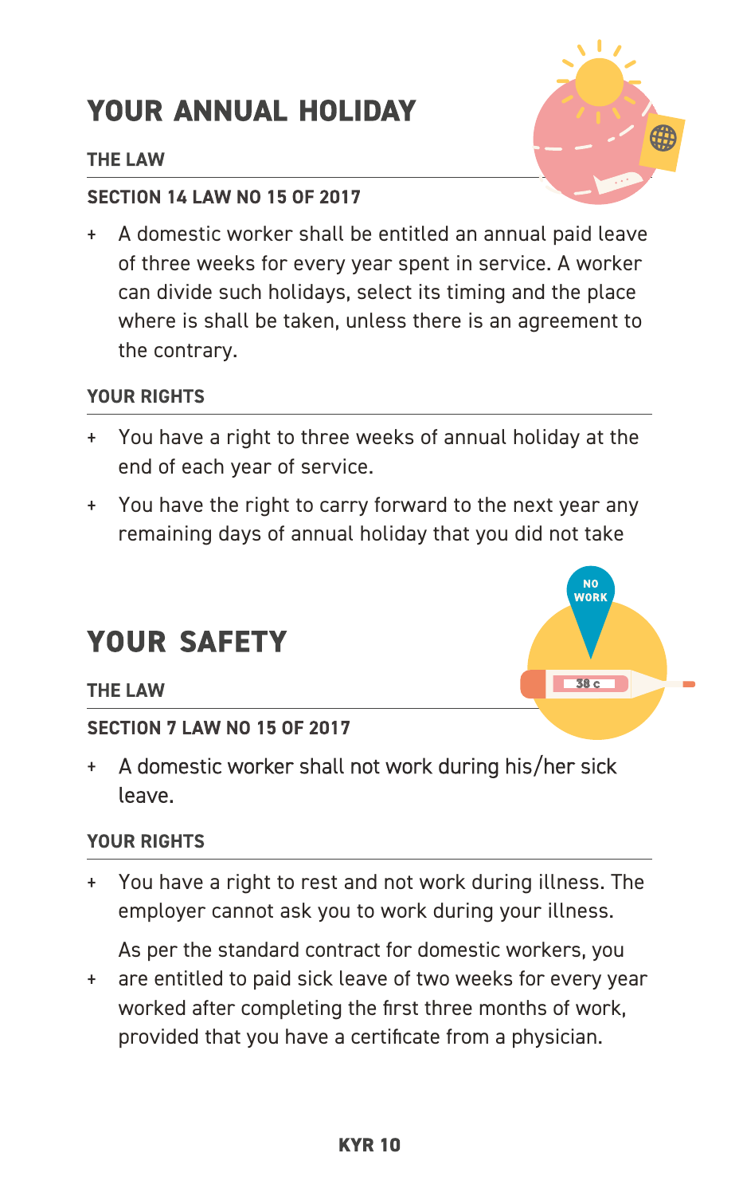# YOUR ANNUAL HOLIDAY

### THE LAW

### SECTION 14 LAW NO 15 OF 2017

+ A domestic worker shall be entitled an annual paid leave of three weeks for every year spent in service. A worker can divide such holidays, select its timing and the place where is shall be taken, unless there is an agreement to the contrary.

### YOUR RIGHTS

+ You have a right to three weeks of annual holiday at the end of each year of service.
+ You have the right to carry forward to the next year any remaining days of annual holiday that you did not take

# YOUR SAFETY

### THE LAW

### SECTION 7 LAW NO 15 OF 2017

+ A domestic worker shall not work during his/her sick leave.

### YOUR RIGHTS

+ You have a right to rest and not work during illness. The employer cannot ask you to work during your illness.
+ As per the standard contract for domestic workers, you are entitled to paid sick leave of two weeks for every year worked after completing the first three months of work, provided that you have a certificate from a physician.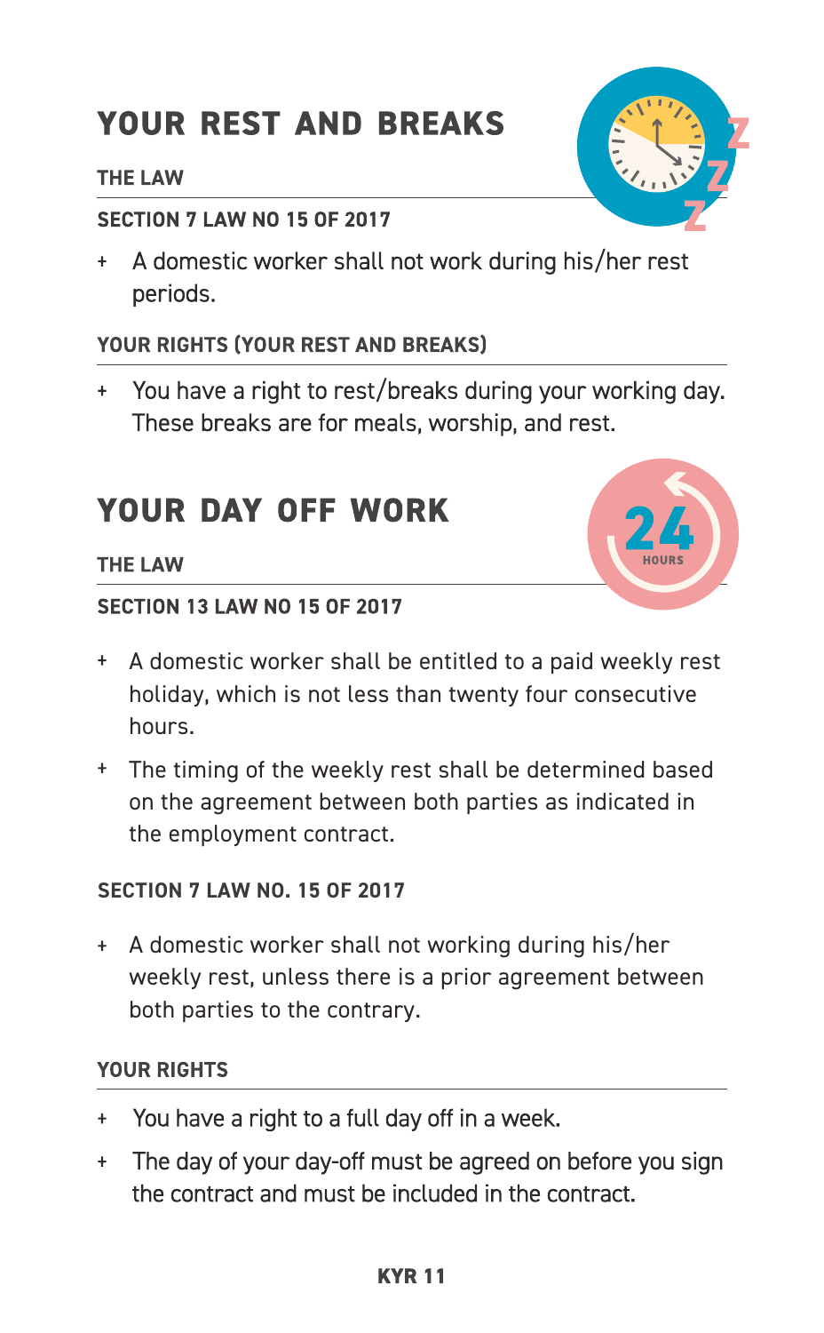# YOUR REST AND BREAKS

#### THE LAW

#### SECTION 7 LAW NO 15 OF 2017

+ A domestic worker shall not work during his/her rest periods.

#### YOUR RIGHTS (YOUR REST AND BREAKS)

+ You have a right to rest/breaks during your working day. These breaks are for meals, worship, and rest.

# YOUR DAY OFF WORK

#### THE LAW

#### SECTION 13 LAW NO 15 OF 2017

+ A domestic worker shall be entitled to a paid weekly rest holiday, which is not less than twenty four consecutive hours.
+ The timing of the weekly rest shall be determined based on the agreement between both parties as indicated in the employment contract.

#### SECTION 7 LAW NO. 15 OF 2017

+ A domestic worker shall not working during his/her weekly rest, unless there is a prior agreement between both parties to the contrary.

#### YOUR RIGHTS

+ You have a right to a full day off in a week.
+ The day of your day-off must be agreed on before you sign the contract and must be included in the contract.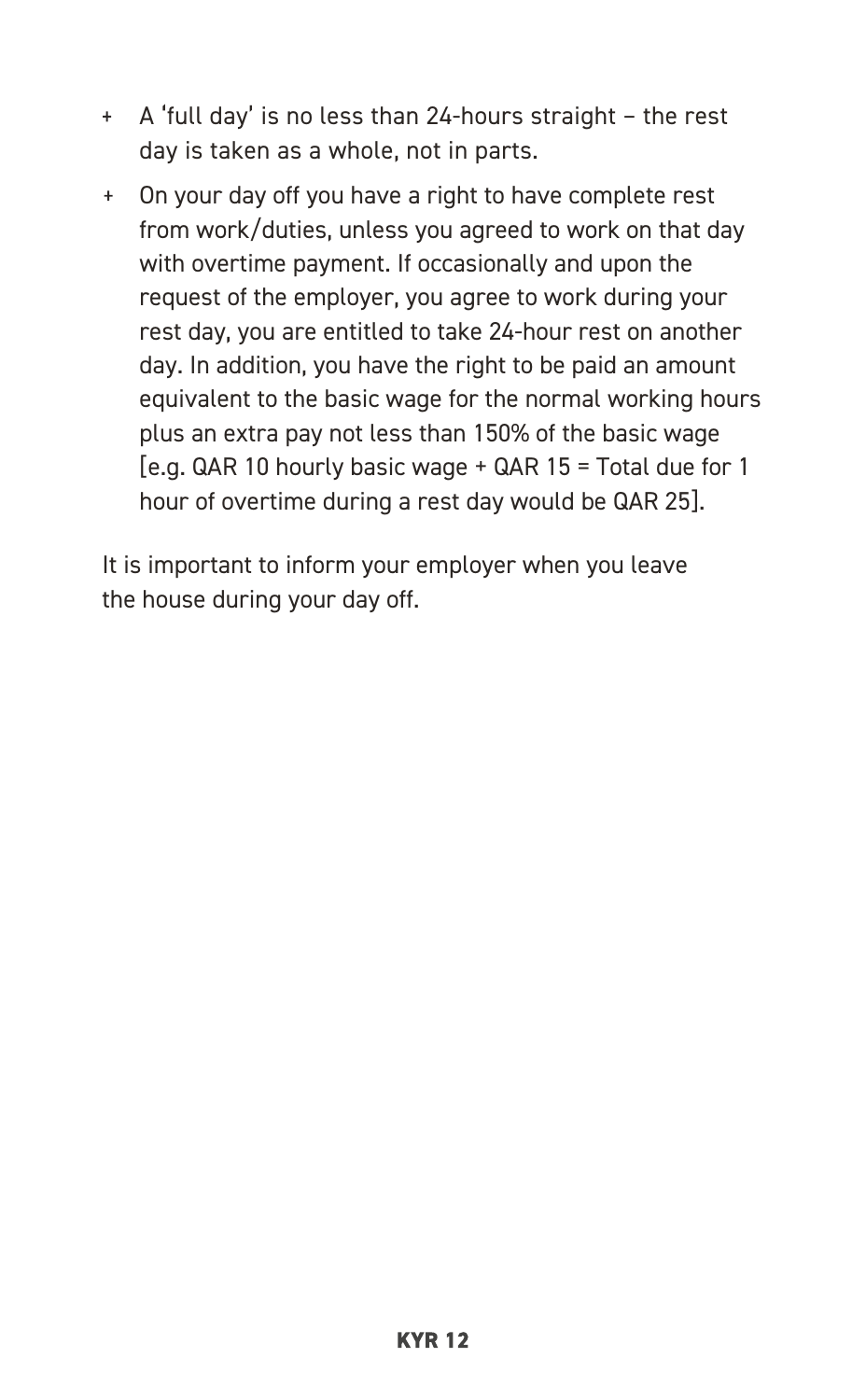- A ‘full day’ is no less than 24-hours straight – the rest day is taken as a whole, not in parts.
- On your day off you have a right to have complete rest from work/duties, unless you agreed to work on that day with overtime payment. If occasionally and upon the request of the employer, you agree to work during your rest day, you are entitled to take 24-hour rest on another day. In addition, you have the right to be paid an amount equivalent to the basic wage for the normal working hours plus an extra pay not less than 150% of the basic wage [e.g. QAR 10 hourly basic wage + QAR 15 = Total due for 1 hour of overtime during a rest day would be QAR 25].

It is important to inform your employer when you leave the house during your day off.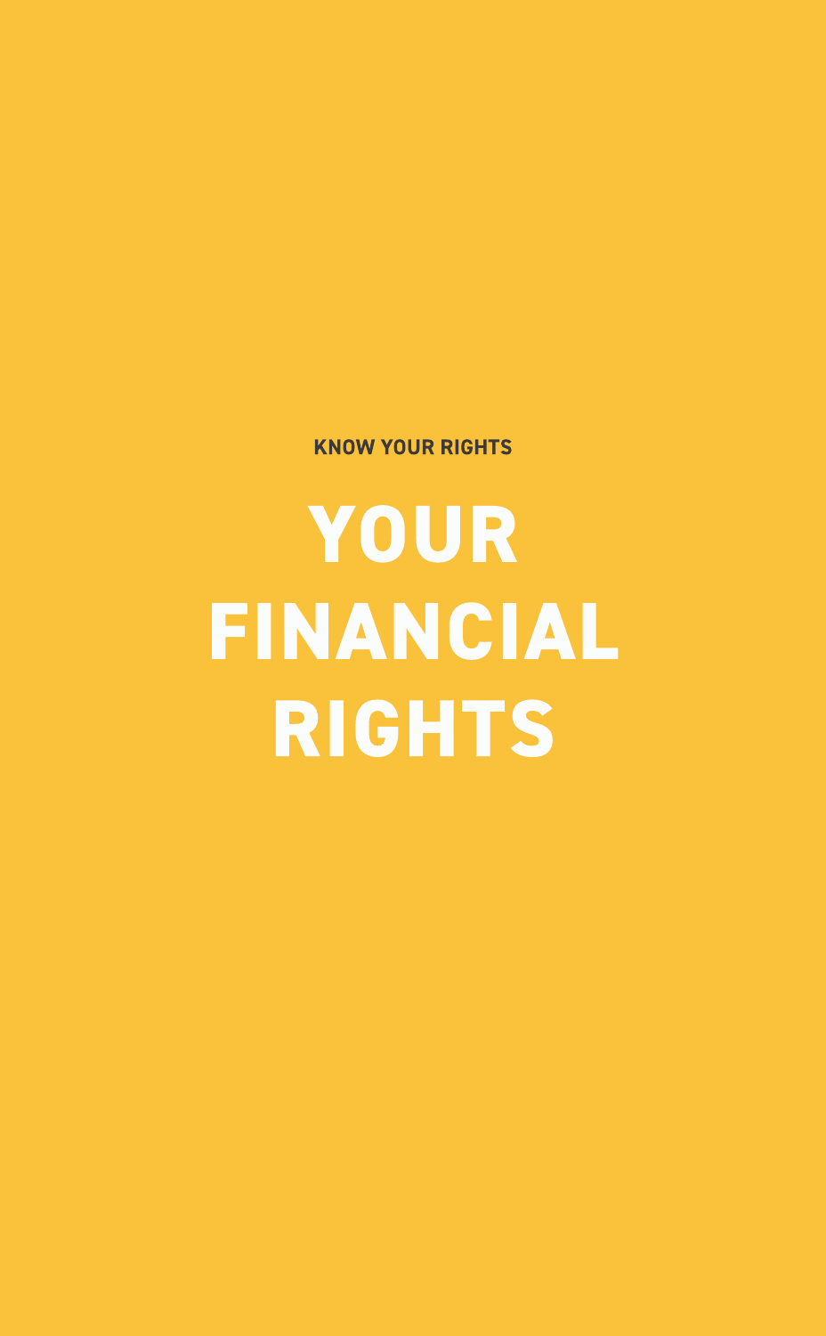**KNOW YOUR RIGHTS**

# YOUR FINANCIAL RIGHTS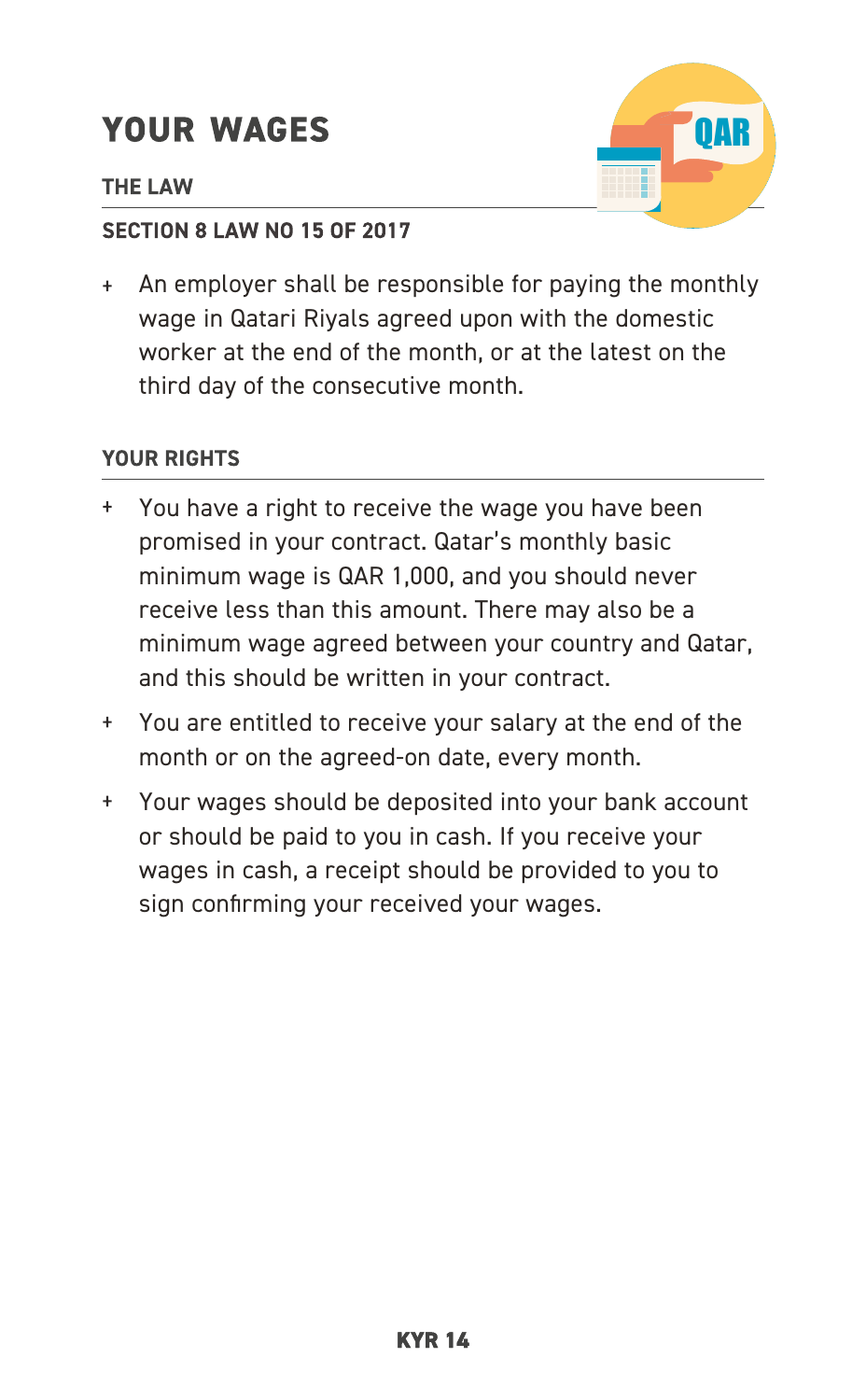# YOUR WAGES

### THE LAW

#### SECTION 8 LAW NO 15 OF 2017

+ An employer shall be responsible for paying the monthly wage in Qatari Riyals agreed upon with the domestic worker at the end of the month, or at the latest on the third day of the consecutive month.

### YOUR RIGHTS

+ You have a right to receive the wage you have been promised in your contract. Qatar's monthly basic minimum wage is QAR 1,000, and you should never receive less than this amount. There may also be a minimum wage agreed between your country and Qatar, and this should be written in your contract.
+ You are entitled to receive your salary at the end of the month or on the agreed-on date, every month.
+ Your wages should be deposited into your bank account or should be paid to you in cash. If you receive your wages in cash, a receipt should be provided to you to sign confirming your received your wages.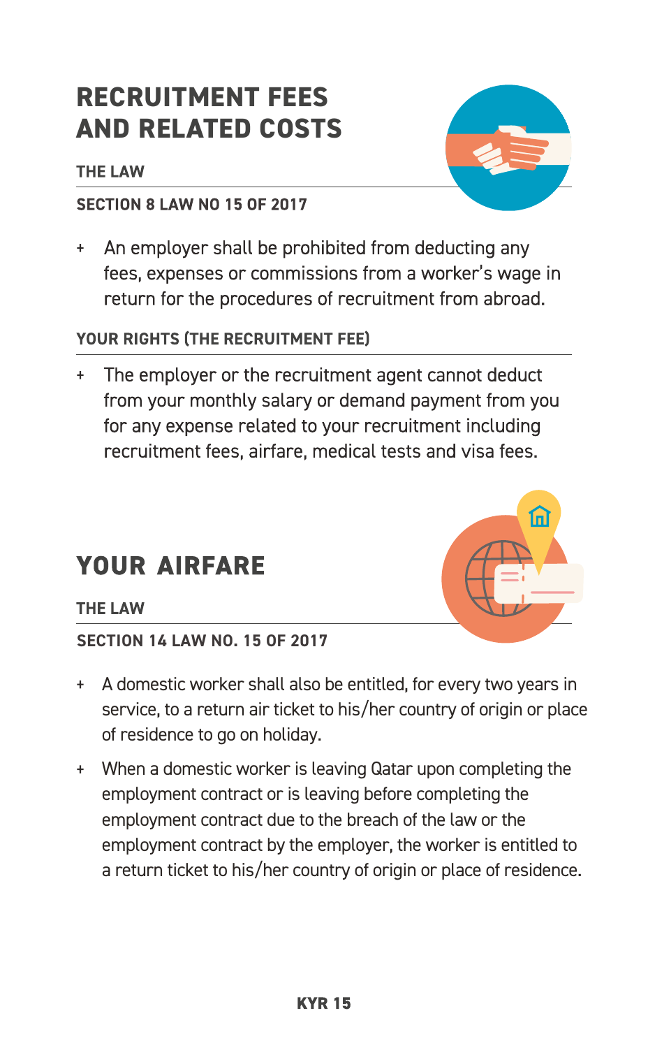# RECRUITMENT FEES AND RELATED COSTS

### THE LAW

#### SECTION 8 LAW NO 15 OF 2017

- An employer shall be prohibited from deducting any fees, expenses or commissions from a worker's wage in return for the procedures of recruitment from abroad.

#### YOUR RIGHTS (THE RECRUITMENT FEE)

- The employer or the recruitment agent cannot deduct from your monthly salary or demand payment from you for any expense related to your recruitment including recruitment fees, airfare, medical tests and visa fees.

# YOUR AIRFARE

### THE LAW

#### SECTION 14 LAW NO. 15 OF 2017

- A domestic worker shall also be entitled, for every two years in service, to a return air ticket to his/her country of origin or place of residence to go on holiday.
- When a domestic worker is leaving Qatar upon completing the employment contract or is leaving before completing the employment contract due to the breach of the law or the employment contract by the employer, the worker is entitled to a return ticket to his/her country of origin or place of residence.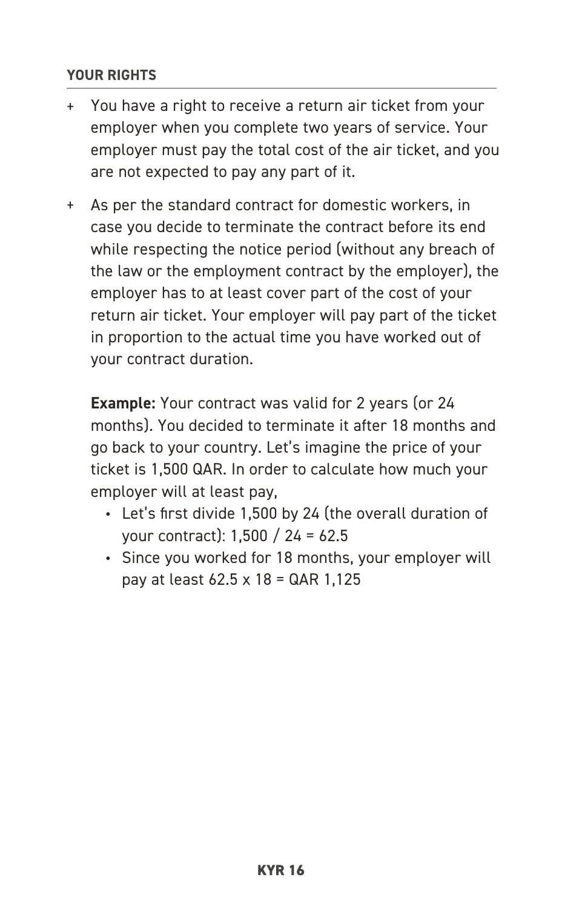**YOUR RIGHTS**

+ You have a right to receive a return air ticket from your employer when you complete two years of service. Your employer must pay the total cost of the air ticket, and you are not expected to pay any part of it.

+ As per the standard contract for domestic workers, in case you decide to terminate the contract before its end while respecting the notice period (without any breach of the law or the employment contract by the employer), the employer has to at least cover part of the cost of your return air ticket. Your employer will pay part of the ticket in proportion to the actual time you have worked out of your contract duration.

  **Example:** Your contract was valid for 2 years (or 24 months). You decided to terminate it after 18 months and go back to your country. Let's imagine the price of your ticket is 1,500 QAR. In order to calculate how much your employer will at least pay,

  - Let's first divide 1,500 by 24 (the overall duration of your contract): 1,500 / 24 = 62.5
  - Since you worked for 18 months, your employer will pay at least 62.5 x 18 = QAR 1,125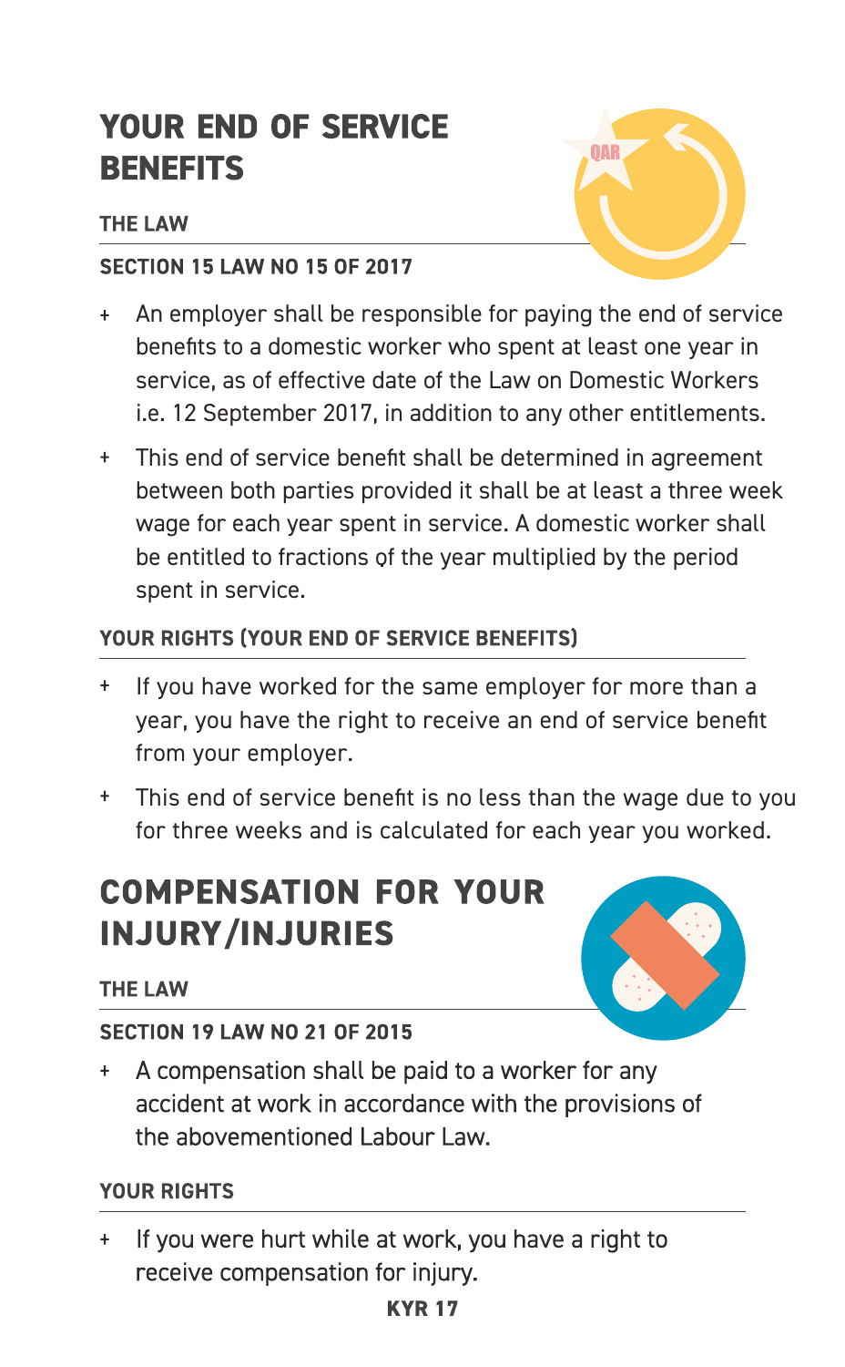# YOUR END OF SERVICE BENEFITS

### THE LAW

### SECTION 15 LAW NO 15 OF 2017

+ An employer shall be responsible for paying the end of service benefits to a domestic worker who spent at least one year in service, as of effective date of the Law on Domestic Workers i.e. 12 September 2017, in addition to any other entitlements.
+ This end of service benefit shall be determined in agreement between both parties provided it shall be at least a three week wage for each year spent in service. A domestic worker shall be entitled to fractions of the year multiplied by the period spent in service.

### YOUR RIGHTS (YOUR END OF SERVICE BENEFITS)

+ If you have worked for the same employer for more than a year, you have the right to receive an end of service benefit from your employer.
+ This end of service benefit is no less than the wage due to you for three weeks and is calculated for each year you worked.

# COMPENSATION FOR YOUR INJURY/INJURIES

### THE LAW

### SECTION 19 LAW NO 21 OF 2015

+ A compensation shall be paid to a worker for any accident at work in accordance with the provisions of the abovementioned Labour Law.

### YOUR RIGHTS

+ If you were hurt while at work, you have a right to receive compensation for injury.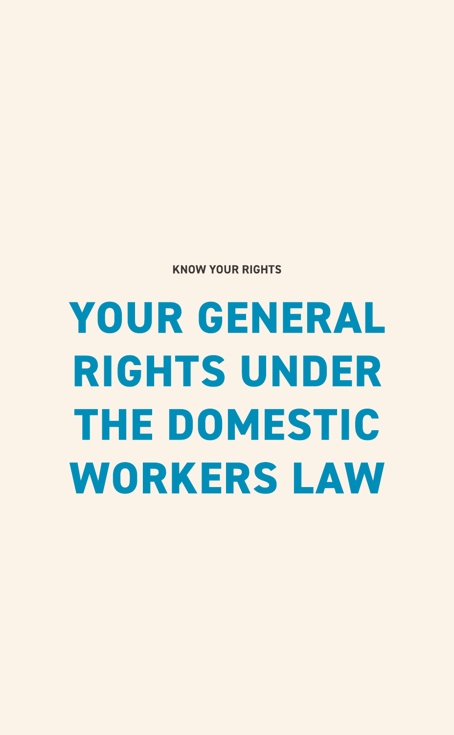KNOW YOUR RIGHTS

# YOUR GENERAL RIGHTS UNDER THE DOMESTIC WORKERS LAW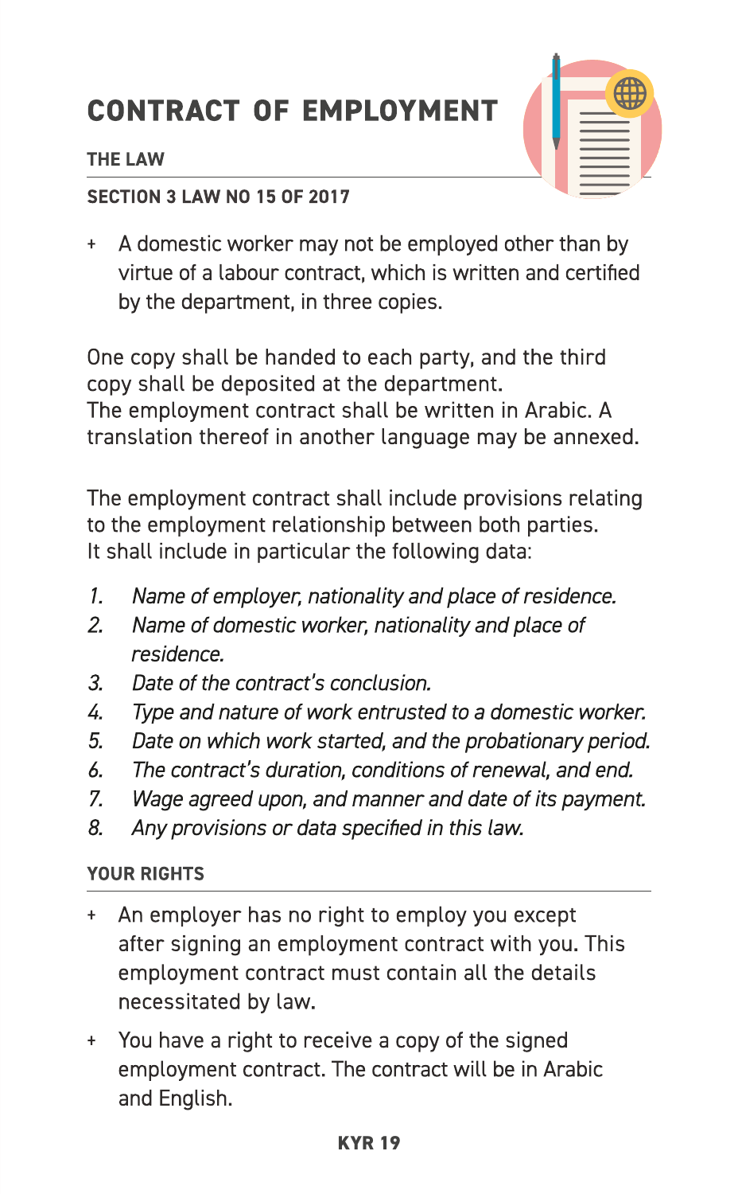# CONTRACT OF EMPLOYMENT

### THE LAW

### SECTION 3 LAW NO 15 OF 2017

+ A domestic worker may not be employed other than by virtue of a labour contract, which is written and certified by the department, in three copies.

One copy shall be handed to each party, and the third copy shall be deposited at the department.
The employment contract shall be written in Arabic. A translation thereof in another language may be annexed.

The employment contract shall include provisions relating to the employment relationship between both parties.
It shall include in particular the following data:

1. *Name of employer, nationality and place of residence.*
2. *Name of domestic worker, nationality and place of residence.*
3. *Date of the contract's conclusion.*
4. *Type and nature of work entrusted to a domestic worker.*
5. *Date on which work started, and the probationary period.*
6. *The contract's duration, conditions of renewal, and end.*
7. *Wage agreed upon, and manner and date of its payment.*
8. *Any provisions or data specified in this law.*

### YOUR RIGHTS

+ An employer has no right to employ you except after signing an employment contract with you. This employment contract must contain all the details necessitated by law.

+ You have a right to receive a copy of the signed employment contract. The contract will be in Arabic and English.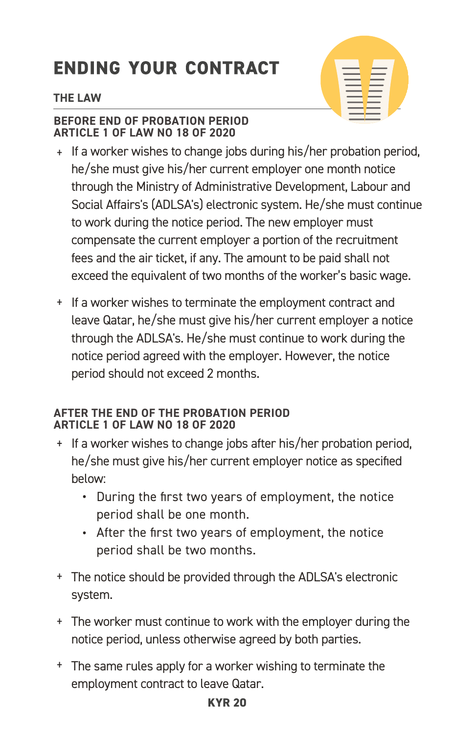# ENDING YOUR CONTRACT

## THE LAW

### BEFORE END OF PROBATION PERIOD
### ARTICLE 1 OF LAW NO 18 OF 2020

- If a worker wishes to change jobs during his/her probation period, he/she must give his/her current employer one month notice through the Ministry of Administrative Development, Labour and Social Affairs's (ADLSA's) electronic system. He/she must continue to work during the notice period. The new employer must compensate the current employer a portion of the recruitment fees and the air ticket, if any. The amount to be paid shall not exceed the equivalent of two months of the worker's basic wage.
- If a worker wishes to terminate the employment contract and leave Qatar, he/she must give his/her current employer a notice through the ADLSA's. He/she must continue to work during the notice period agreed with the employer. However, the notice period should not exceed 2 months.

### AFTER THE END OF THE PROBATION PERIOD
### ARTICLE 1 OF LAW NO 18 OF 2020

- If a worker wishes to change jobs after his/her probation period, he/she must give his/her current employer notice as specified below:
  - During the first two years of employment, the notice period shall be one month.
  - After the first two years of employment, the notice period shall be two months.
- The notice should be provided through the ADLSA's electronic system.
- The worker must continue to work with the employer during the notice period, unless otherwise agreed by both parties.
- The same rules apply for a worker wishing to terminate the employment contract to leave Qatar.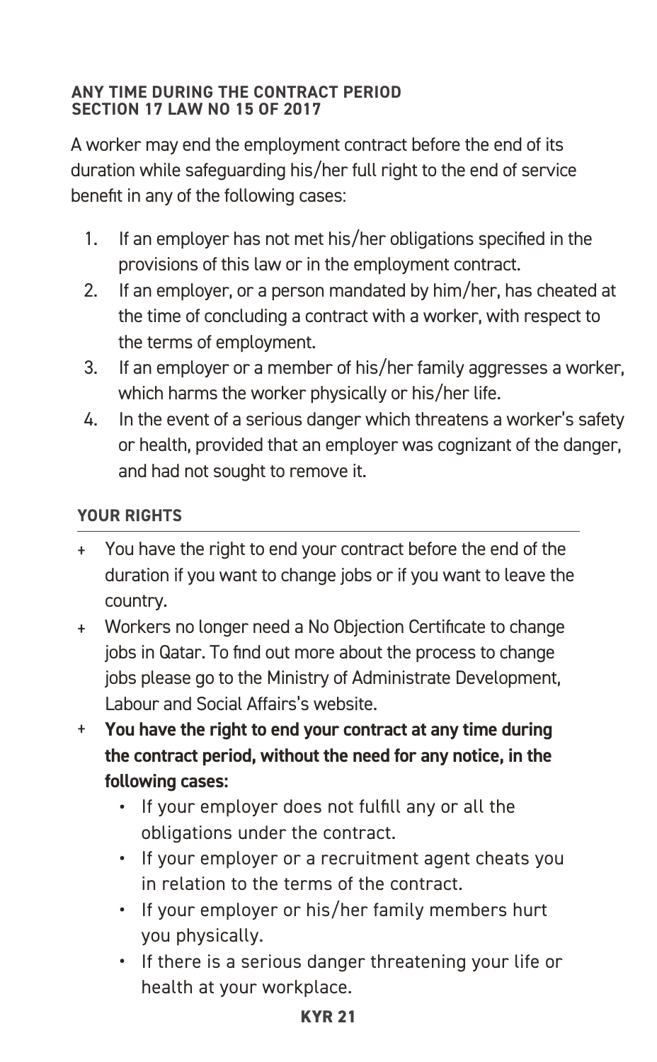**ANY TIME DURING THE CONTRACT PERIOD**
**SECTION 17 LAW NO 15 OF 2017**

A worker may end the employment contract before the end of its duration while safeguarding his/her full right to the end of service benefit in any of the following cases:

1. If an employer has not met his/her obligations specified in the provisions of this law or in the employment contract.
2. If an employer, or a person mandated by him/her, has cheated at the time of concluding a contract with a worker, with respect to the terms of employment.
3. If an employer or a member of his/her family aggresses a worker, which harms the worker physically or his/her life.
4. In the event of a serious danger which threatens a worker's safety or health, provided that an employer was cognizant of the danger, and had not sought to remove it.

**YOUR RIGHTS**

- You have the right to end your contract before the end of the duration if you want to change jobs or if you want to leave the country.
- Workers no longer need a No Objection Certificate to change jobs in Qatar. To find out more about the process to change jobs please go to the Ministry of Administrate Development, Labour and Social Affairs's website.
- **You have the right to end your contract at any time during the contract period, without the need for any notice, in the following cases:**
  - If your employer does not fulfill any or all the obligations under the contract.
  - If your employer or a recruitment agent cheats you in relation to the terms of the contract.
  - If your employer or his/her family members hurt you physically.
  - If there is a serious danger threatening your life or health at your workplace.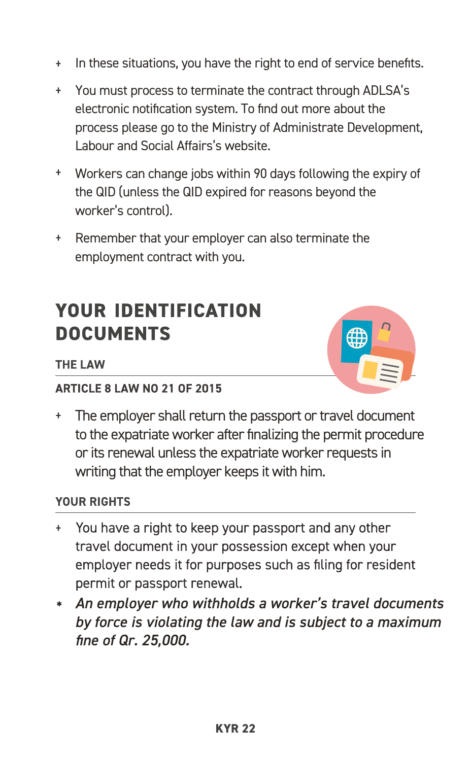- In these situations, you have the right to end of service benefits.
- You must process to terminate the contract through ADLSA's electronic notification system. To find out more about the process please go to the Ministry of Administrate Development, Labour and Social Affairs's website.
- Workers can change jobs within 90 days following the expiry of the QID (unless the QID expired for reasons beyond the worker's control).
- Remember that your employer can also terminate the employment contract with you.

## YOUR IDENTIFICATION DOCUMENTS

#### THE LAW

#### ARTICLE 8 LAW NO 21 OF 2015

- The employer shall return the passport or travel document to the expatriate worker after finalizing the permit procedure or its renewal unless the expatriate worker requests in writing that the employer keeps it with him.

#### YOUR RIGHTS

- You have a right to keep your passport and any other travel document in your possession except when your employer needs it for purposes such as filing for resident permit or passport renewal.

* ***An employer who withholds a worker's travel documents by force is violating the law and is subject to a maximum fine of Qr. 25,000.***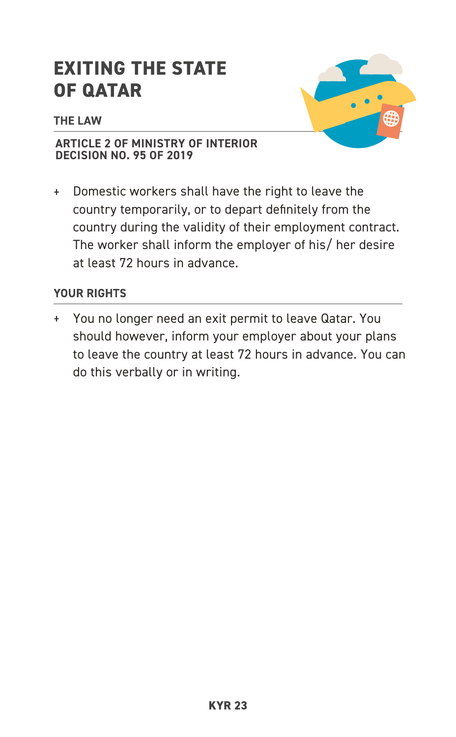# EXITING THE STATE OF QATAR

### THE LAW

**ARTICLE 2 OF MINISTRY OF INTERIOR DECISION NO. 95 OF 2019**

+ Domestic workers shall have the right to leave the country temporarily, or to depart definitely from the country during the validity of their employment contract. The worker shall inform the employer of his/ her desire at least 72 hours in advance.

### YOUR RIGHTS

+ You no longer need an exit permit to leave Qatar. You should however, inform your employer about your plans to leave the country at least 72 hours in advance. You can do this verbally or in writing.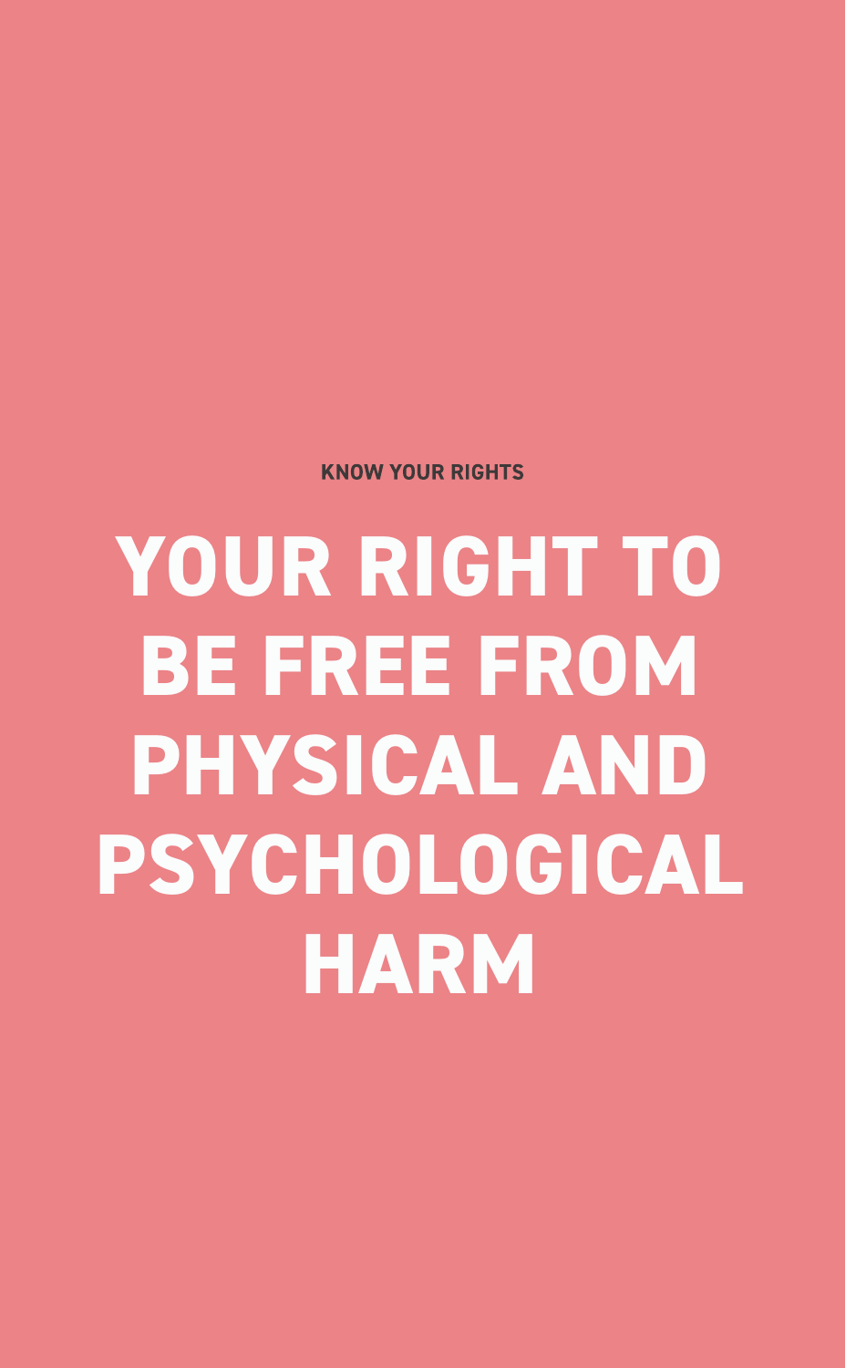KNOW YOUR RIGHTS

# YOUR RIGHT TO BE FREE FROM PHYSICAL AND PSYCHOLOGICAL HARM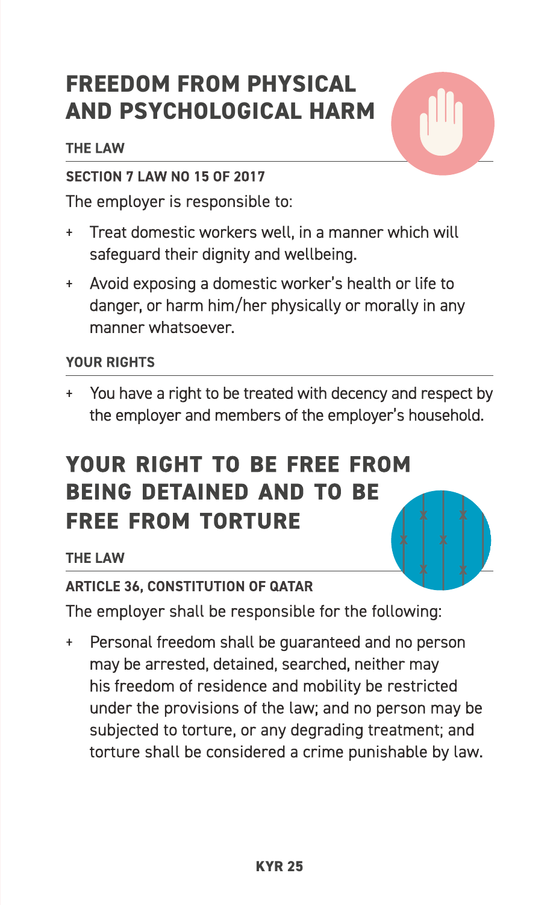## FREEDOM FROM PHYSICAL AND PSYCHOLOGICAL HARM

### THE LAW

**SECTION 7 LAW NO 15 OF 2017**

The employer is responsible to:

+ Treat domestic workers well, in a manner which will safeguard their dignity and wellbeing.
+ Avoid exposing a domestic worker's health or life to danger, or harm him/her physically or morally in any manner whatsoever.

### YOUR RIGHTS

+ You have a right to be treated with decency and respect by the employer and members of the employer's household.

## YOUR RIGHT TO BE FREE FROM BEING DETAINED AND TO BE FREE FROM TORTURE

### THE LAW

**ARTICLE 36, CONSTITUTION OF QATAR**

The employer shall be responsible for the following:

+ Personal freedom shall be guaranteed and no person may be arrested, detained, searched, neither may his freedom of residence and mobility be restricted under the provisions of the law; and no person may be subjected to torture, or any degrading treatment; and torture shall be considered a crime punishable by law.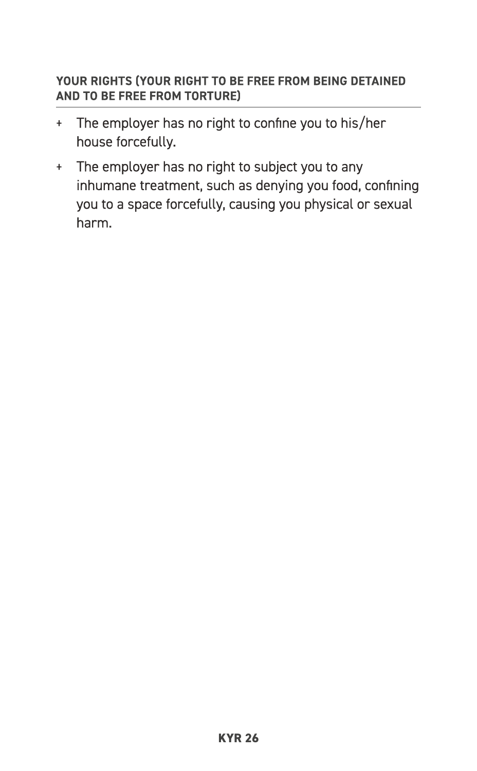**YOUR RIGHTS (YOUR RIGHT TO BE FREE FROM BEING DETAINED AND TO BE FREE FROM TORTURE)**

+ The employer has no right to confine you to his/her house forcefully.
+ The employer has no right to subject you to any inhumane treatment, such as denying you food, confining you to a space forcefully, causing you physical or sexual harm.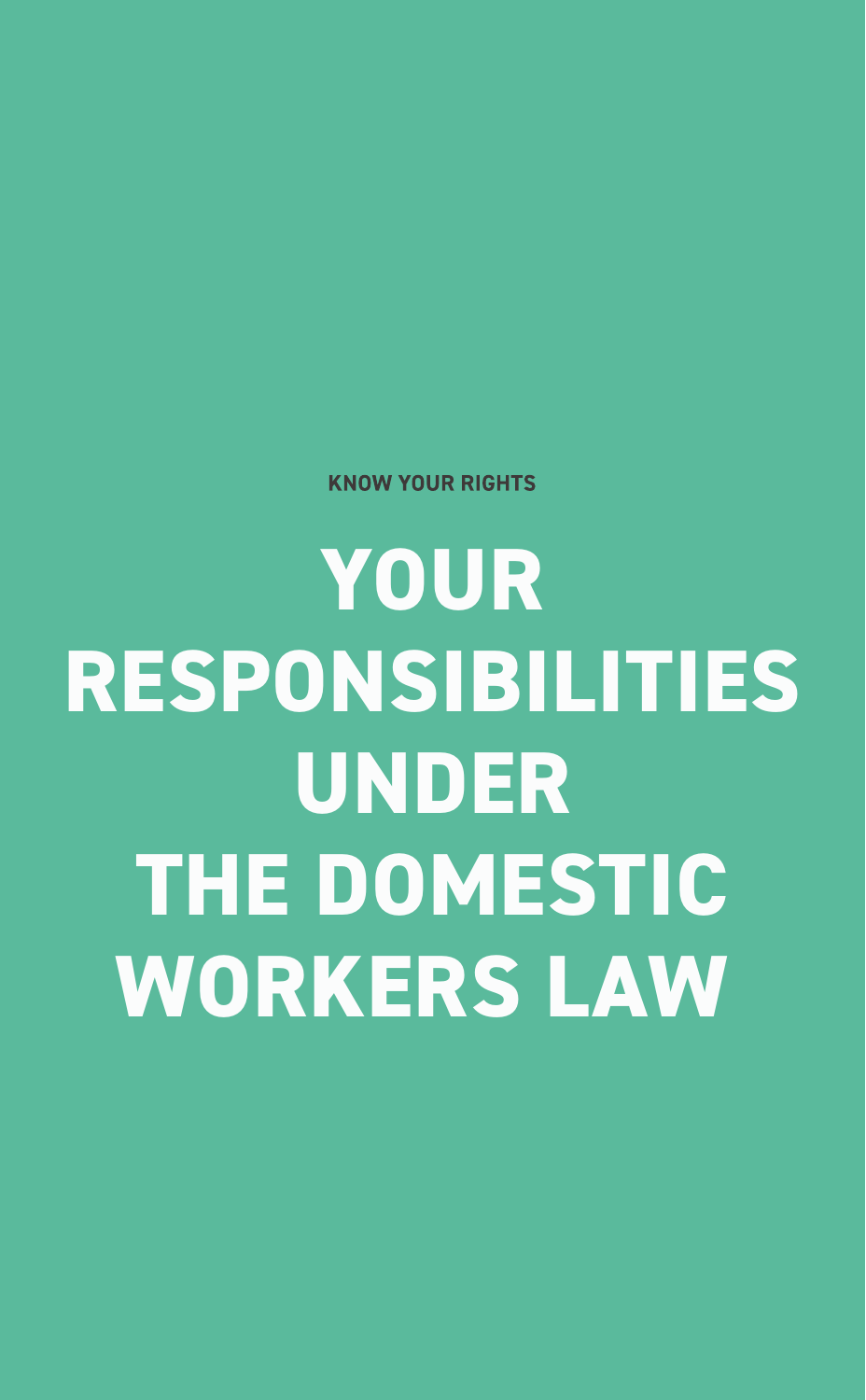KNOW YOUR RIGHTS

# YOUR RESPONSIBILITIES UNDER THE DOMESTIC WORKERS LAW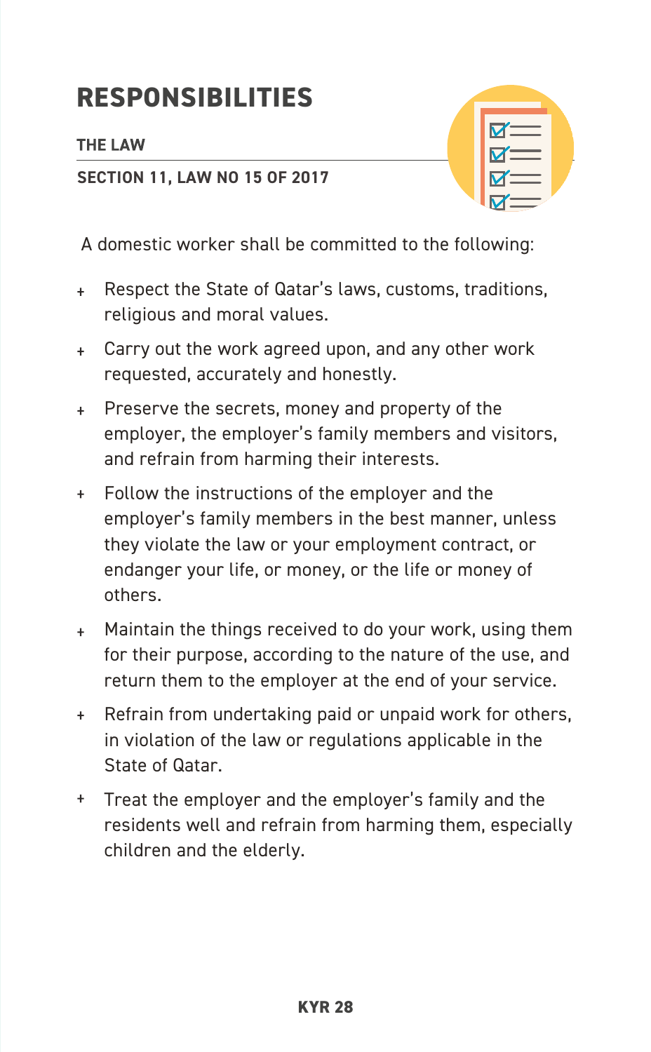# RESPONSIBILITIES

**THE LAW**

**SECTION 11, LAW NO 15 OF 2017**

A domestic worker shall be committed to the following:

- Respect the State of Qatar's laws, customs, traditions, religious and moral values.
- Carry out the work agreed upon, and any other work requested, accurately and honestly.
- Preserve the secrets, money and property of the employer, the employer's family members and visitors, and refrain from harming their interests.
- Follow the instructions of the employer and the employer's family members in the best manner, unless they violate the law or your employment contract, or endanger your life, or money, or the life or money of others.
- Maintain the things received to do your work, using them for their purpose, according to the nature of the use, and return them to the employer at the end of your service.
- Refrain from undertaking paid or unpaid work for others, in violation of the law or regulations applicable in the State of Qatar.
- Treat the employer and the employer's family and the residents well and refrain from harming them, especially children and the elderly.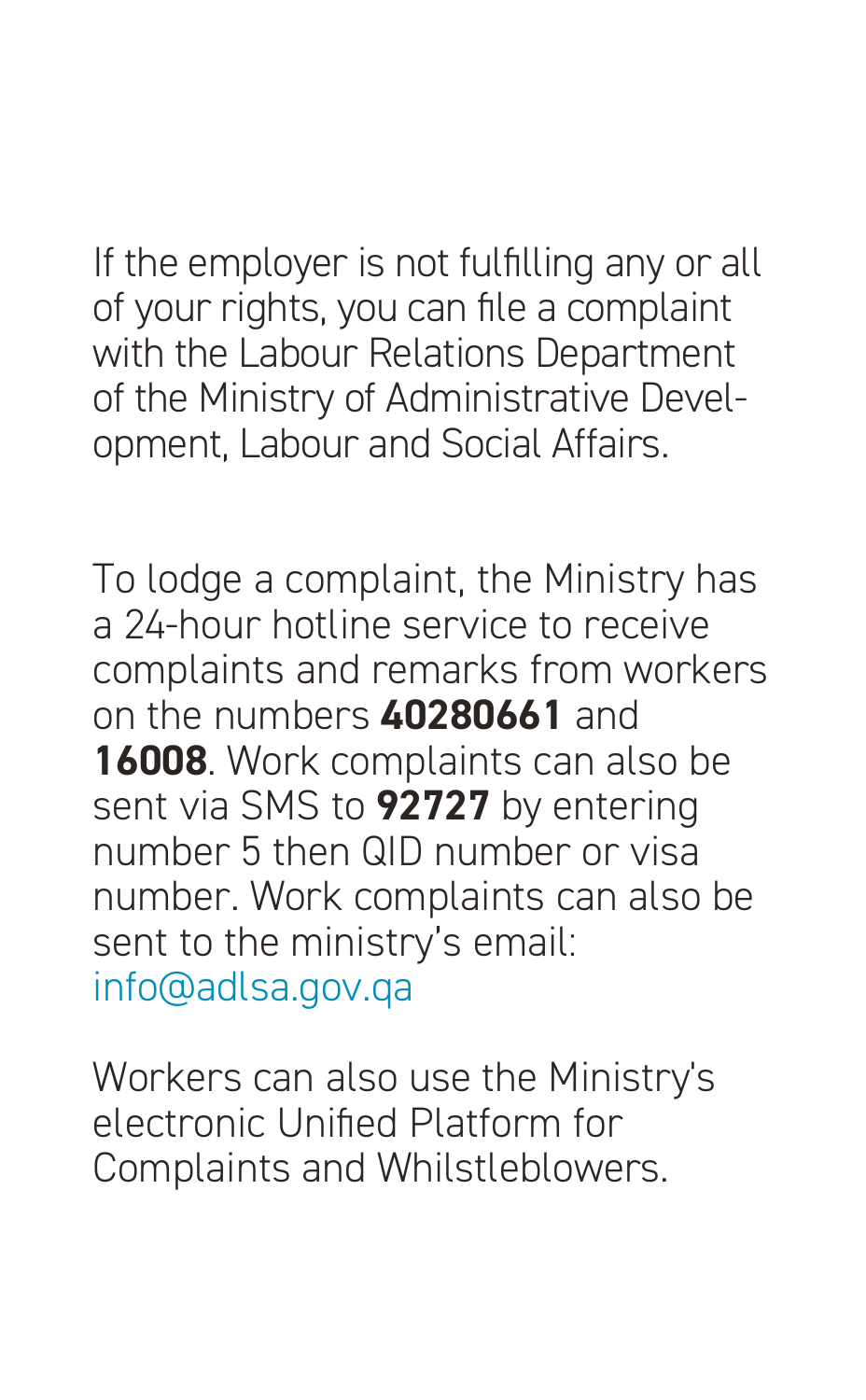If the employer is not fulfilling any or all of your rights, you can file a complaint with the Labour Relations Department of the Ministry of Administrative Development, Labour and Social Affairs.

To lodge a complaint, the Ministry has a 24-hour hotline service to receive complaints and remarks from workers on the numbers **40280661** and **16008**. Work complaints can also be sent via SMS to **92727** by entering number 5 then QID number or visa number. Work complaints can also be sent to the ministry's email: info@adlsa.gov.qa

Workers can also use the Ministry's electronic Unified Platform for Complaints and Whilstleblowers.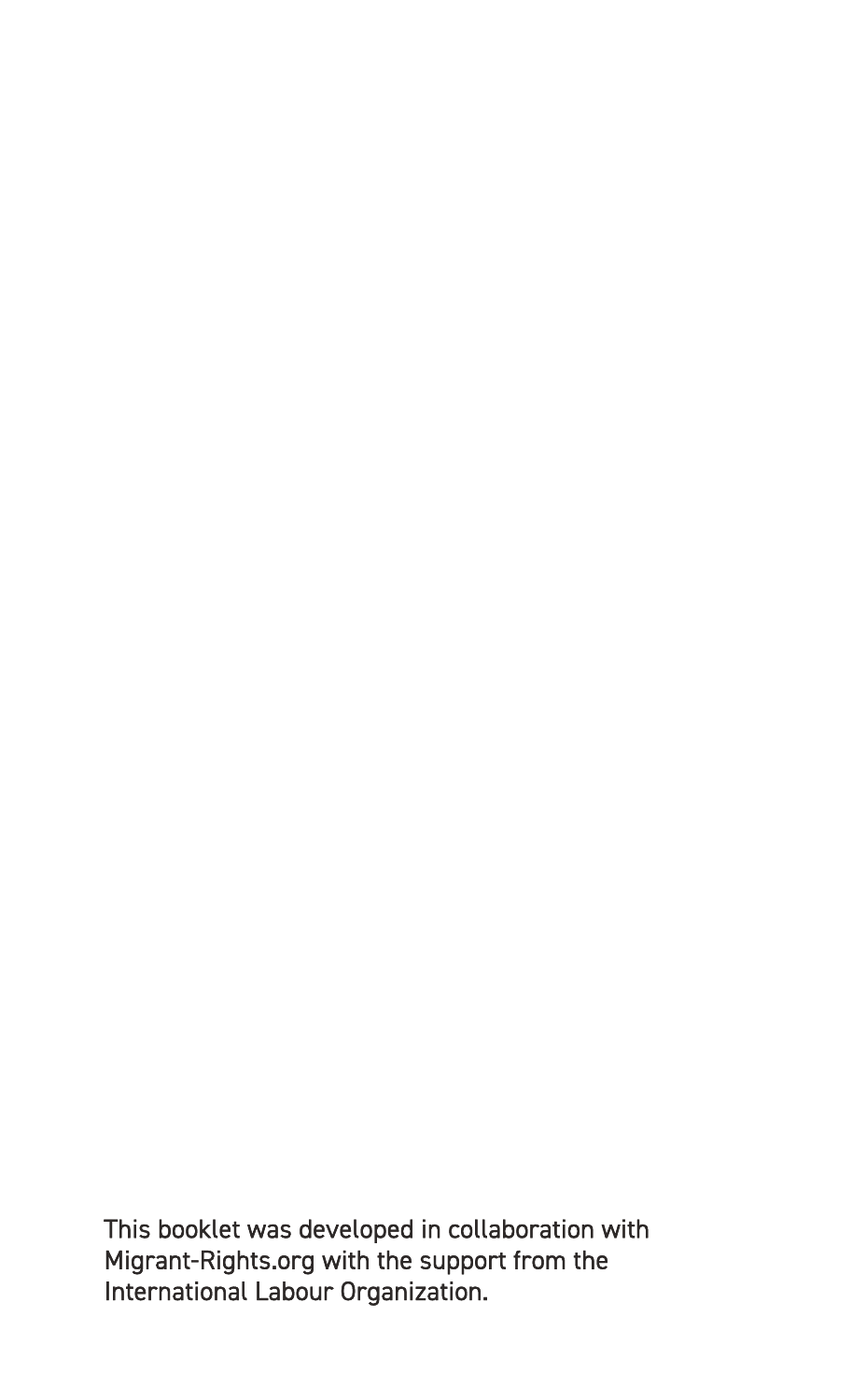This booklet was developed in collaboration with Migrant-Rights.org with the support from the International Labour Organization.